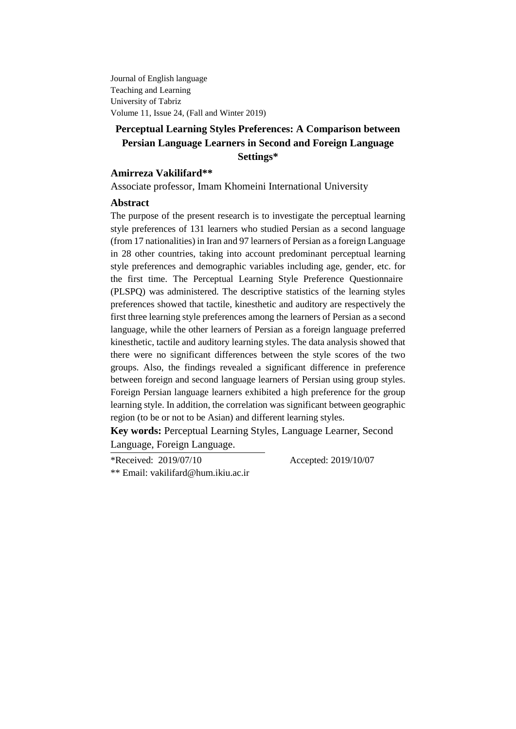Journal of English language
Teaching and Learning
University of Tabriz
Volume 11, Issue 24, (Fall and Winter 2019)

# Perceptual Learning Styles Preferences: A Comparison between Persian Language Learners in Second and Foreign Language Settings*

**Amirreza Vakilifard****

Associate professor, Imam Khomeini International University

## Abstract

The purpose of the present research is to investigate the perceptual learning style preferences of 131 learners who studied Persian as a second language (from 17 nationalities) in Iran and 97 learners of Persian as a foreign Language in 28 other countries, taking into account predominant perceptual learning style preferences and demographic variables including age, gender, etc. for the first time. The Perceptual Learning Style Preference Questionnaire (PLSPQ) was administered. The descriptive statistics of the learning styles preferences showed that tactile, kinesthetic and auditory are respectively the first three learning style preferences among the learners of Persian as a second language, while the other learners of Persian as a foreign language preferred kinesthetic, tactile and auditory learning styles. The data analysis showed that there were no significant differences between the style scores of the two groups. Also, the findings revealed a significant difference in preference between foreign and second language learners of Persian using group styles. Foreign Persian language learners exhibited a high preference for the group learning style. In addition, the correlation was significant between geographic region (to be or not to be Asian) and different learning styles.

**Key words:** Perceptual Learning Styles, Language Learner, Second Language, Foreign Language.

---

*Received: 2019/07/10 Accepted: 2019/10/07

** Email: vakilifard@hum.ikiu.ac.ir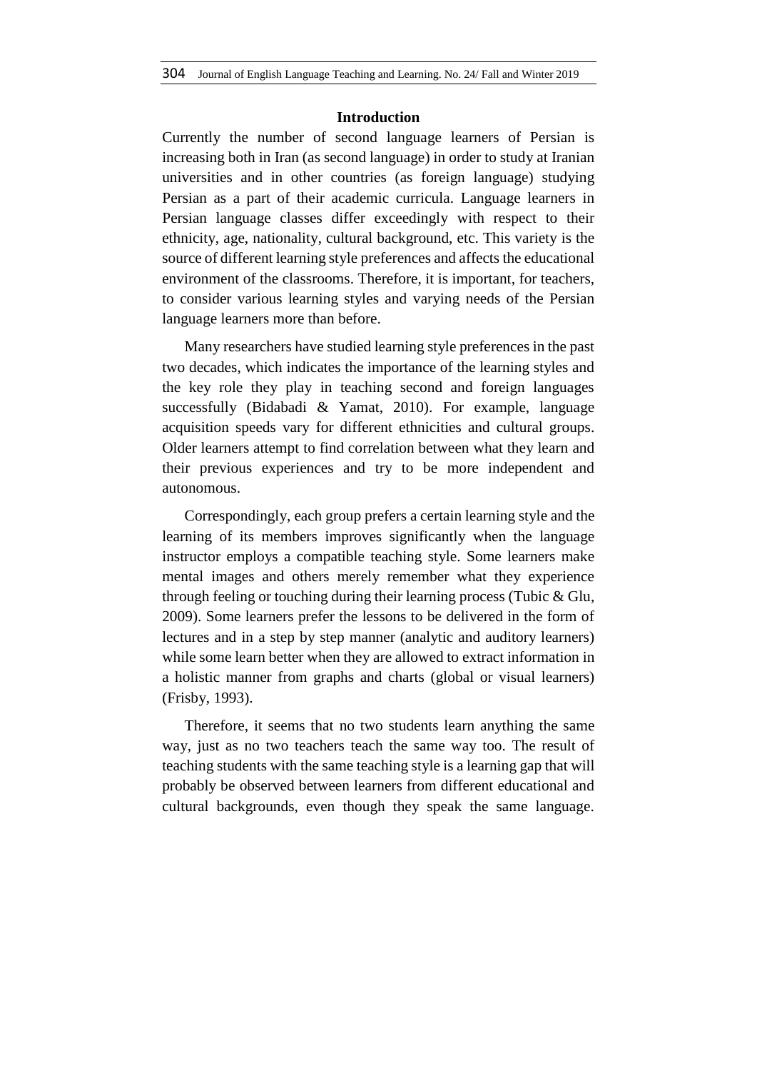## Introduction

Currently the number of second language learners of Persian is increasing both in Iran (as second language) in order to study at Iranian universities and in other countries (as foreign language) studying Persian as a part of their academic curricula. Language learners in Persian language classes differ exceedingly with respect to their ethnicity, age, nationality, cultural background, etc. This variety is the source of different learning style preferences and affects the educational environment of the classrooms. Therefore, it is important, for teachers, to consider various learning styles and varying needs of the Persian language learners more than before.

Many researchers have studied learning style preferences in the past two decades, which indicates the importance of the learning styles and the key role they play in teaching second and foreign languages successfully (Bidabadi & Yamat, 2010). For example, language acquisition speeds vary for different ethnicities and cultural groups. Older learners attempt to find correlation between what they learn and their previous experiences and try to be more independent and autonomous.

Correspondingly, each group prefers a certain learning style and the learning of its members improves significantly when the language instructor employs a compatible teaching style. Some learners make mental images and others merely remember what they experience through feeling or touching during their learning process (Tubic & Glu, 2009). Some learners prefer the lessons to be delivered in the form of lectures and in a step by step manner (analytic and auditory learners) while some learn better when they are allowed to extract information in a holistic manner from graphs and charts (global or visual learners) (Frisby, 1993).

Therefore, it seems that no two students learn anything the same way, just as no two teachers teach the same way too. The result of teaching students with the same teaching style is a learning gap that will probably be observed between learners from different educational and cultural backgrounds, even though they speak the same language.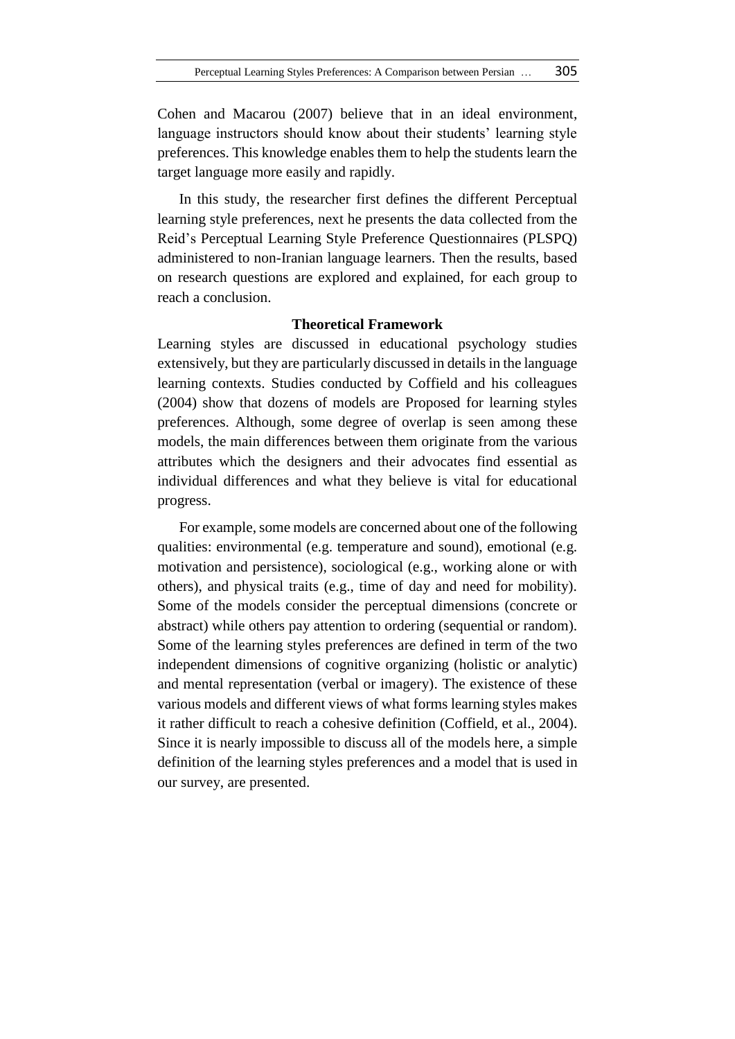Cohen and Macarou (2007) believe that in an ideal environment, language instructors should know about their students' learning style preferences. This knowledge enables them to help the students learn the target language more easily and rapidly.

In this study, the researcher first defines the different Perceptual learning style preferences, next he presents the data collected from the Reid's Perceptual Learning Style Preference Questionnaires (PLSPQ) administered to non-Iranian language learners. Then the results, based on research questions are explored and explained, for each group to reach a conclusion.

## Theoretical Framework

Learning styles are discussed in educational psychology studies extensively, but they are particularly discussed in details in the language learning contexts. Studies conducted by Coffield and his colleagues (2004) show that dozens of models are Proposed for learning styles preferences. Although, some degree of overlap is seen among these models, the main differences between them originate from the various attributes which the designers and their advocates find essential as individual differences and what they believe is vital for educational progress.

For example, some models are concerned about one of the following qualities: environmental (e.g. temperature and sound), emotional (e.g. motivation and persistence), sociological (e.g., working alone or with others), and physical traits (e.g., time of day and need for mobility). Some of the models consider the perceptual dimensions (concrete or abstract) while others pay attention to ordering (sequential or random). Some of the learning styles preferences are defined in term of the two independent dimensions of cognitive organizing (holistic or analytic) and mental representation (verbal or imagery). The existence of these various models and different views of what forms learning styles makes it rather difficult to reach a cohesive definition (Coffield, et al., 2004). Since it is nearly impossible to discuss all of the models here, a simple definition of the learning styles preferences and a model that is used in our survey, are presented.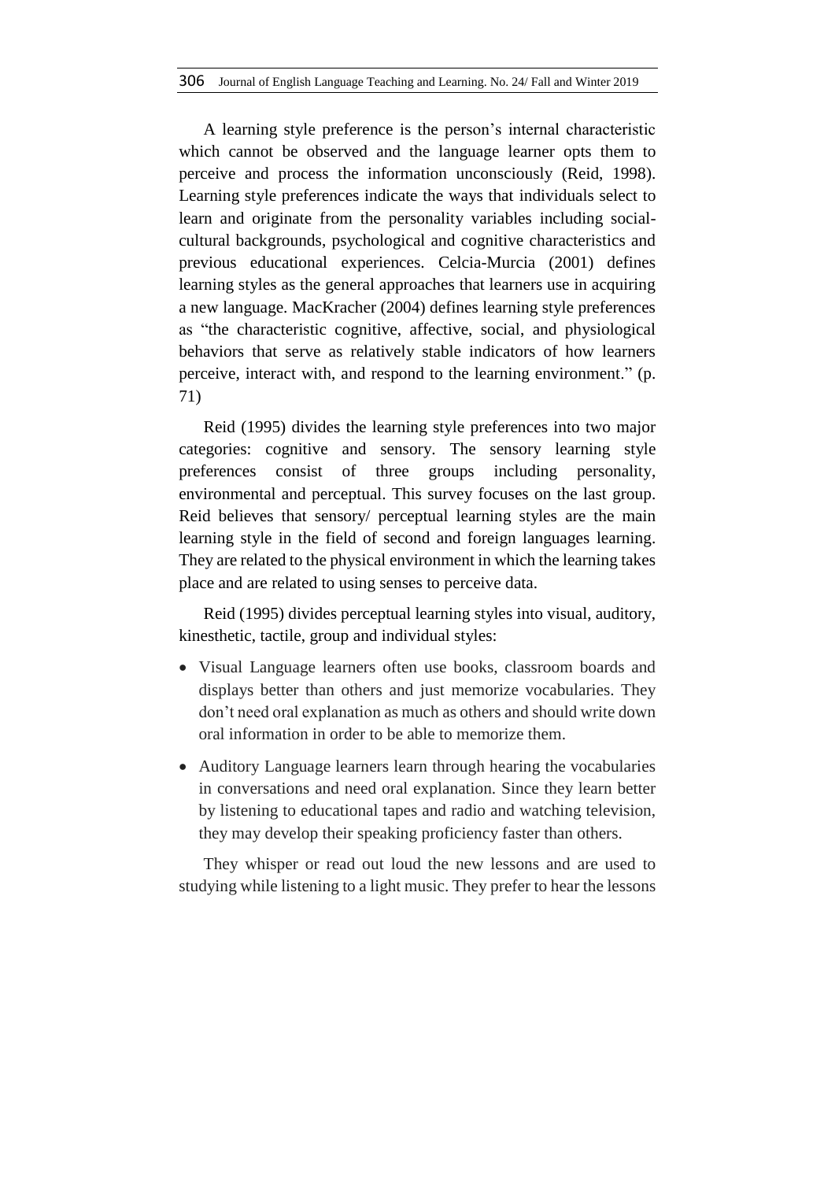A learning style preference is the person's internal characteristic which cannot be observed and the language learner opts them to perceive and process the information unconsciously (Reid, 1998). Learning style preferences indicate the ways that individuals select to learn and originate from the personality variables including social-cultural backgrounds, psychological and cognitive characteristics and previous educational experiences. Celcia-Murcia (2001) defines learning styles as the general approaches that learners use in acquiring a new language. MacKracher (2004) defines learning style preferences as "the characteristic cognitive, affective, social, and physiological behaviors that serve as relatively stable indicators of how learners perceive, interact with, and respond to the learning environment." (p. 71)

Reid (1995) divides the learning style preferences into two major categories: cognitive and sensory. The sensory learning style preferences consist of three groups including personality, environmental and perceptual. This survey focuses on the last group. Reid believes that sensory/ perceptual learning styles are the main learning style in the field of second and foreign languages learning. They are related to the physical environment in which the learning takes place and are related to using senses to perceive data.

Reid (1995) divides perceptual learning styles into visual, auditory, kinesthetic, tactile, group and individual styles:

- Visual Language learners often use books, classroom boards and displays better than others and just memorize vocabularies. They don't need oral explanation as much as others and should write down oral information in order to be able to memorize them.
- Auditory Language learners learn through hearing the vocabularies in conversations and need oral explanation. Since they learn better by listening to educational tapes and radio and watching television, they may develop their speaking proficiency faster than others.

They whisper or read out loud the new lessons and are used to studying while listening to a light music. They prefer to hear the lessons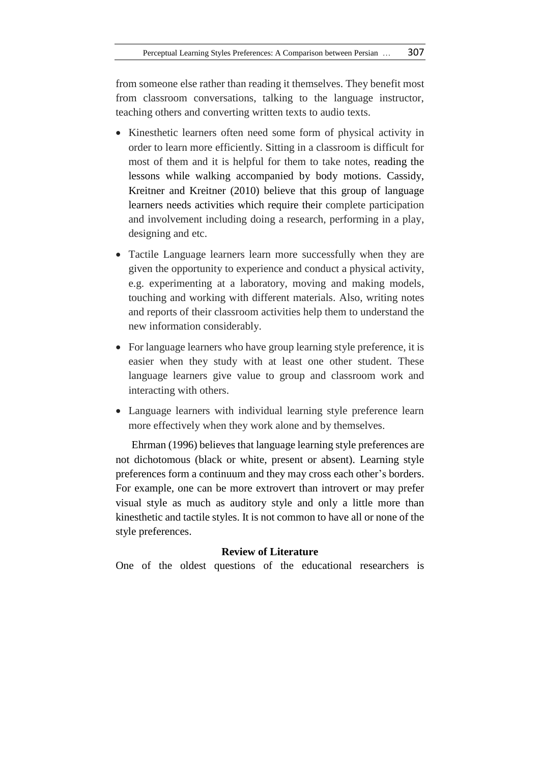from someone else rather than reading it themselves. They benefit most from classroom conversations, talking to the language instructor, teaching others and converting written texts to audio texts.

- Kinesthetic learners often need some form of physical activity in order to learn more efficiently. Sitting in a classroom is difficult for most of them and it is helpful for them to take notes, reading the lessons while walking accompanied by body motions. Cassidy, Kreitner and Kreitner (2010) believe that this group of language learners needs activities which require their complete participation and involvement including doing a research, performing in a play, designing and etc.
- Tactile Language learners learn more successfully when they are given the opportunity to experience and conduct a physical activity, e.g. experimenting at a laboratory, moving and making models, touching and working with different materials. Also, writing notes and reports of their classroom activities help them to understand the new information considerably.
- For language learners who have group learning style preference, it is easier when they study with at least one other student. These language learners give value to group and classroom work and interacting with others.
- Language learners with individual learning style preference learn more effectively when they work alone and by themselves.

Ehrman (1996) believes that language learning style preferences are not dichotomous (black or white, present or absent). Learning style preferences form a continuum and they may cross each other's borders. For example, one can be more extrovert than introvert or may prefer visual style as much as auditory style and only a little more than kinesthetic and tactile styles. It is not common to have all or none of the style preferences.

## Review of Literature

One of the oldest questions of the educational researchers is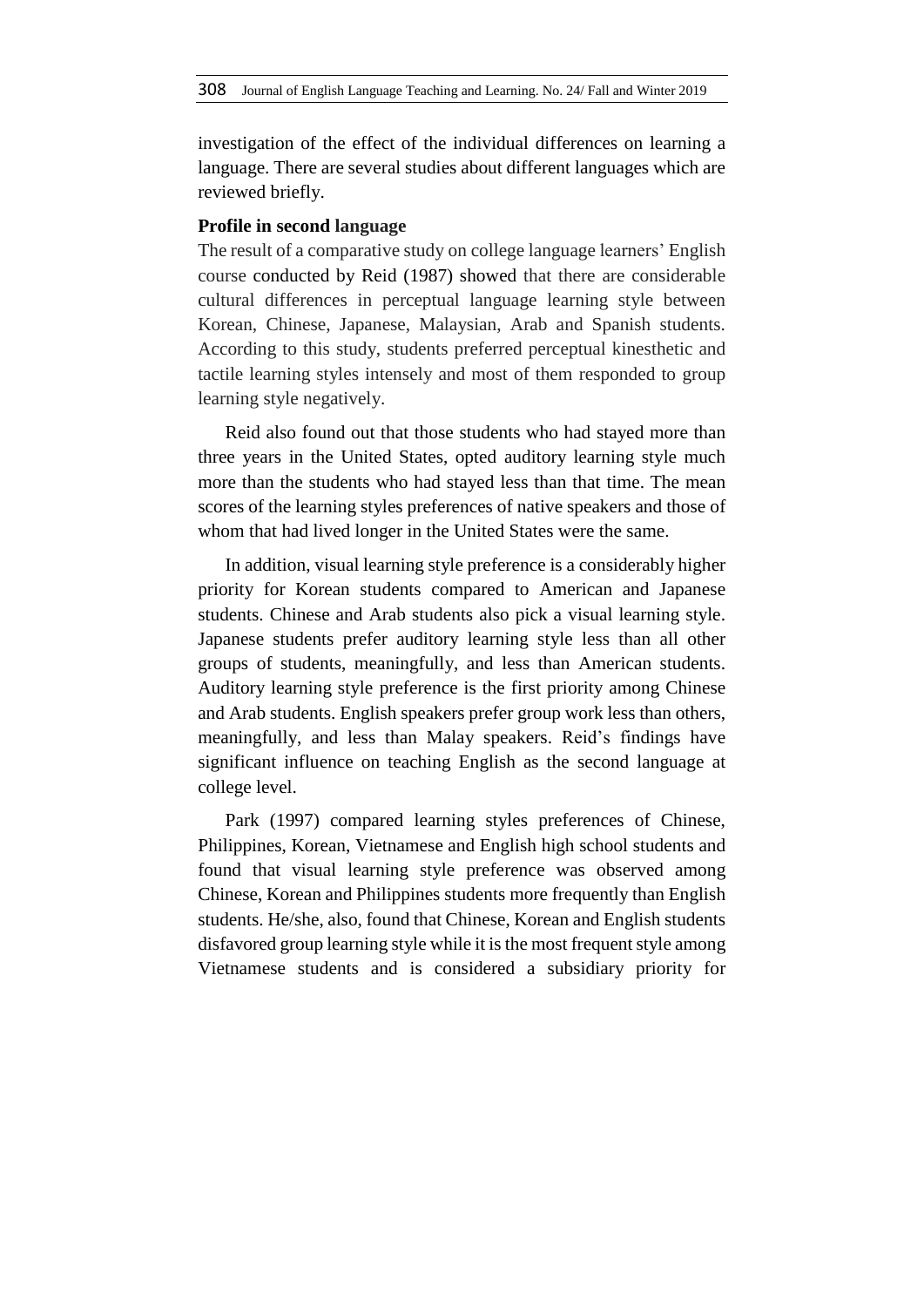investigation of the effect of the individual differences on learning a language. There are several studies about different languages which are reviewed briefly.

**Profile in second language**

The result of a comparative study on college language learners' English course conducted by Reid (1987) showed that there are considerable cultural differences in perceptual language learning style between Korean, Chinese, Japanese, Malaysian, Arab and Spanish students. According to this study, students preferred perceptual kinesthetic and tactile learning styles intensely and most of them responded to group learning style negatively.

Reid also found out that those students who had stayed more than three years in the United States, opted auditory learning style much more than the students who had stayed less than that time. The mean scores of the learning styles preferences of native speakers and those of whom that had lived longer in the United States were the same.

In addition, visual learning style preference is a considerably higher priority for Korean students compared to American and Japanese students. Chinese and Arab students also pick a visual learning style. Japanese students prefer auditory learning style less than all other groups of students, meaningfully, and less than American students. Auditory learning style preference is the first priority among Chinese and Arab students. English speakers prefer group work less than others, meaningfully, and less than Malay speakers. Reid's findings have significant influence on teaching English as the second language at college level.

Park (1997) compared learning styles preferences of Chinese, Philippines, Korean, Vietnamese and English high school students and found that visual learning style preference was observed among Chinese, Korean and Philippines students more frequently than English students. He/she, also, found that Chinese, Korean and English students disfavored group learning style while it is the most frequent style among Vietnamese students and is considered a subsidiary priority for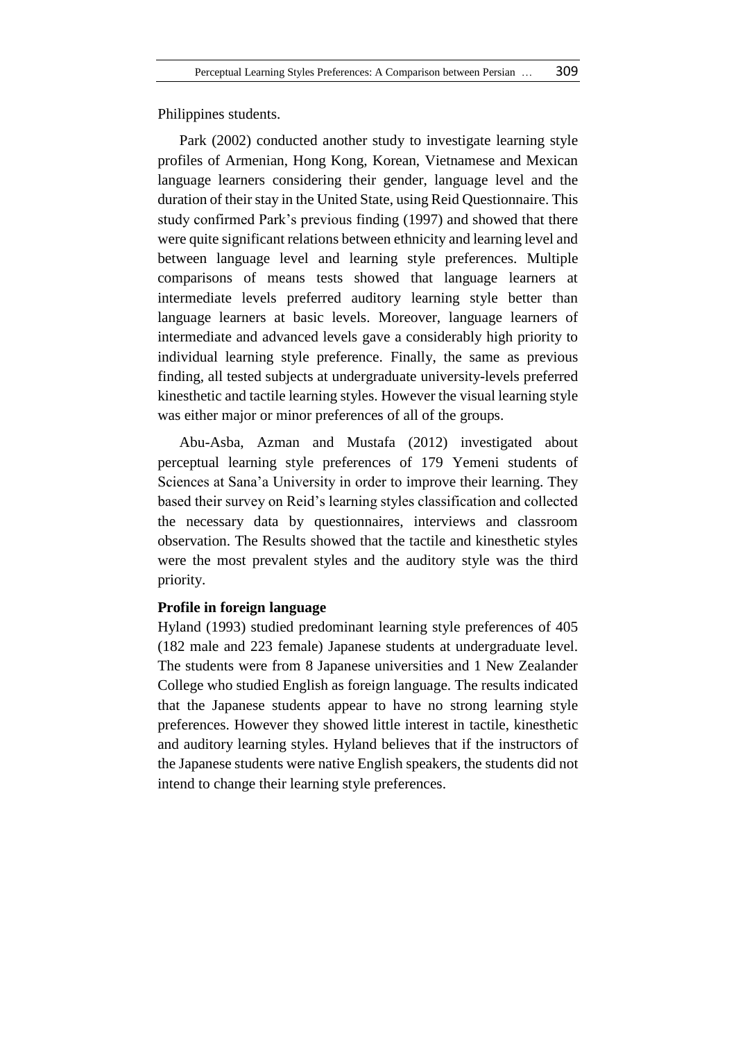Philippines students.

Park (2002) conducted another study to investigate learning style profiles of Armenian, Hong Kong, Korean, Vietnamese and Mexican language learners considering their gender, language level and the duration of their stay in the United State, using Reid Questionnaire. This study confirmed Park's previous finding (1997) and showed that there were quite significant relations between ethnicity and learning level and between language level and learning style preferences. Multiple comparisons of means tests showed that language learners at intermediate levels preferred auditory learning style better than language learners at basic levels. Moreover, language learners of intermediate and advanced levels gave a considerably high priority to individual learning style preference. Finally, the same as previous finding, all tested subjects at undergraduate university-levels preferred kinesthetic and tactile learning styles. However the visual learning style was either major or minor preferences of all of the groups.

Abu-Asba, Azman and Mustafa (2012) investigated about perceptual learning style preferences of 179 Yemeni students of Sciences at Sana'a University in order to improve their learning. They based their survey on Reid's learning styles classification and collected the necessary data by questionnaires, interviews and classroom observation. The Results showed that the tactile and kinesthetic styles were the most prevalent styles and the auditory style was the third priority.

**Profile in foreign language**

Hyland (1993) studied predominant learning style preferences of 405 (182 male and 223 female) Japanese students at undergraduate level. The students were from 8 Japanese universities and 1 New Zealander College who studied English as foreign language. The results indicated that the Japanese students appear to have no strong learning style preferences. However they showed little interest in tactile, kinesthetic and auditory learning styles. Hyland believes that if the instructors of the Japanese students were native English speakers, the students did not intend to change their learning style preferences.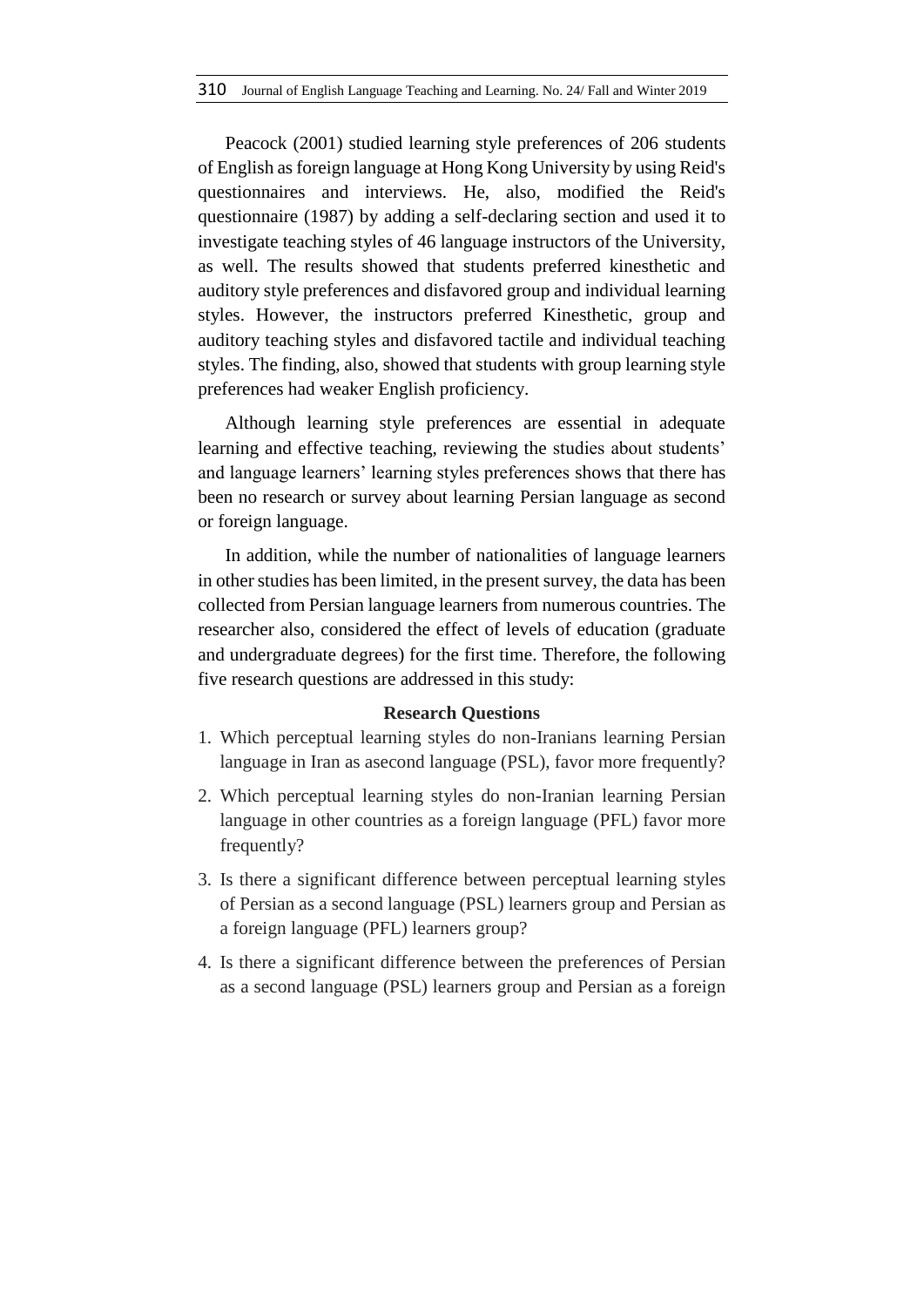Peacock (2001) studied learning style preferences of 206 students of English as foreign language at Hong Kong University by using Reid's questionnaires and interviews. He, also, modified the Reid's questionnaire (1987) by adding a self-declaring section and used it to investigate teaching styles of 46 language instructors of the University, as well. The results showed that students preferred kinesthetic and auditory style preferences and disfavored group and individual learning styles. However, the instructors preferred Kinesthetic, group and auditory teaching styles and disfavored tactile and individual teaching styles. The finding, also, showed that students with group learning style preferences had weaker English proficiency.

Although learning style preferences are essential in adequate learning and effective teaching, reviewing the studies about students' and language learners' learning styles preferences shows that there has been no research or survey about learning Persian language as second or foreign language.

In addition, while the number of nationalities of language learners in other studies has been limited, in the present survey, the data has been collected from Persian language learners from numerous countries. The researcher also, considered the effect of levels of education (graduate and undergraduate degrees) for the first time. Therefore, the following five research questions are addressed in this study:

### Research Questions

1. Which perceptual learning styles do non-Iranians learning Persian language in Iran as asecond language (PSL), favor more frequently?
2. Which perceptual learning styles do non-Iranian learning Persian language in other countries as a foreign language (PFL) favor more frequently?
3. Is there a significant difference between perceptual learning styles of Persian as a second language (PSL) learners group and Persian as a foreign language (PFL) learners group?
4. Is there a significant difference between the preferences of Persian as a second language (PSL) learners group and Persian as a foreign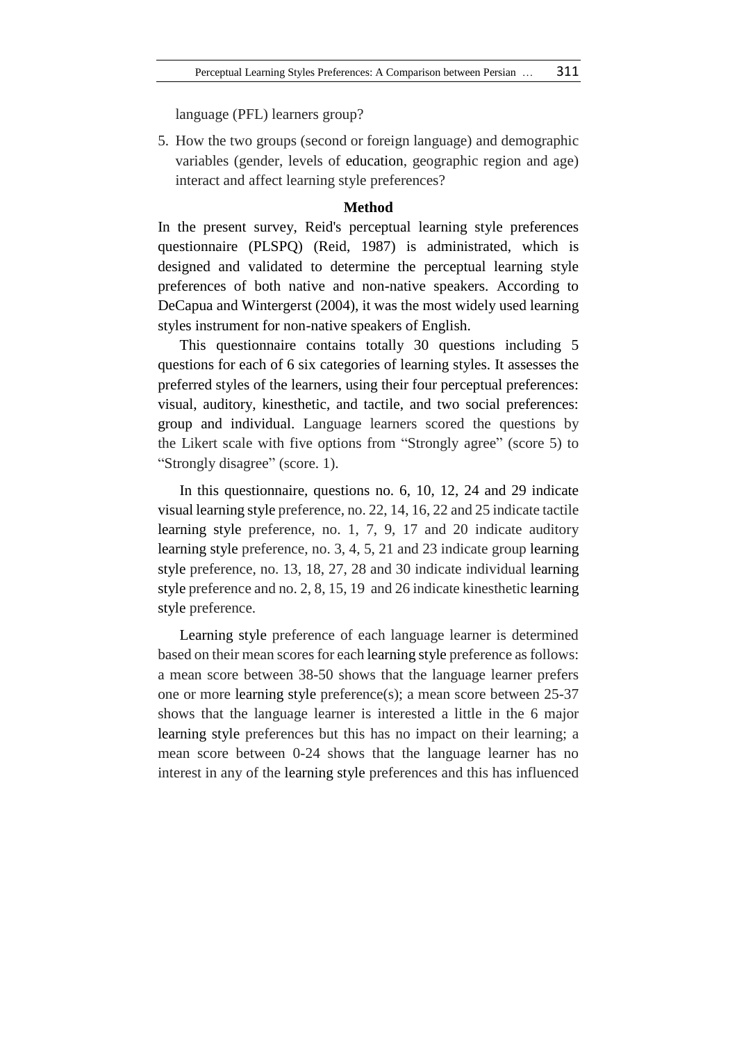language (PFL) learners group?

5. How the two groups (second or foreign language) and demographic variables (gender, levels of education, geographic region and age) interact and affect learning style preferences?

## Method

In the present survey, Reid's perceptual learning style preferences questionnaire (PLSPQ) (Reid, 1987) is administrated, which is designed and validated to determine the perceptual learning style preferences of both native and non-native speakers. According to DeCapua and Wintergerst (2004), it was the most widely used learning styles instrument for non-native speakers of English.

This questionnaire contains totally 30 questions including 5 questions for each of 6 six categories of learning styles. It assesses the preferred styles of the learners, using their four perceptual preferences: visual, auditory, kinesthetic, and tactile, and two social preferences: group and individual. Language learners scored the questions by the Likert scale with five options from "Strongly agree" (score 5) to "Strongly disagree" (score. 1).

In this questionnaire, questions no. 6, 10, 12, 24 and 29 indicate visual learning style preference, no. 22, 14, 16, 22 and 25 indicate tactile learning style preference, no. 1, 7, 9, 17 and 20 indicate auditory learning style preference, no. 3, 4, 5, 21 and 23 indicate group learning style preference, no. 13, 18, 27, 28 and 30 indicate individual learning style preference and no. 2, 8, 15, 19 and 26 indicate kinesthetic learning style preference.

Learning style preference of each language learner is determined based on their mean scores for each learning style preference as follows: a mean score between 38-50 shows that the language learner prefers one or more learning style preference(s); a mean score between 25-37 shows that the language learner is interested a little in the 6 major learning style preferences but this has no impact on their learning; a mean score between 0-24 shows that the language learner has no interest in any of the learning style preferences and this has influenced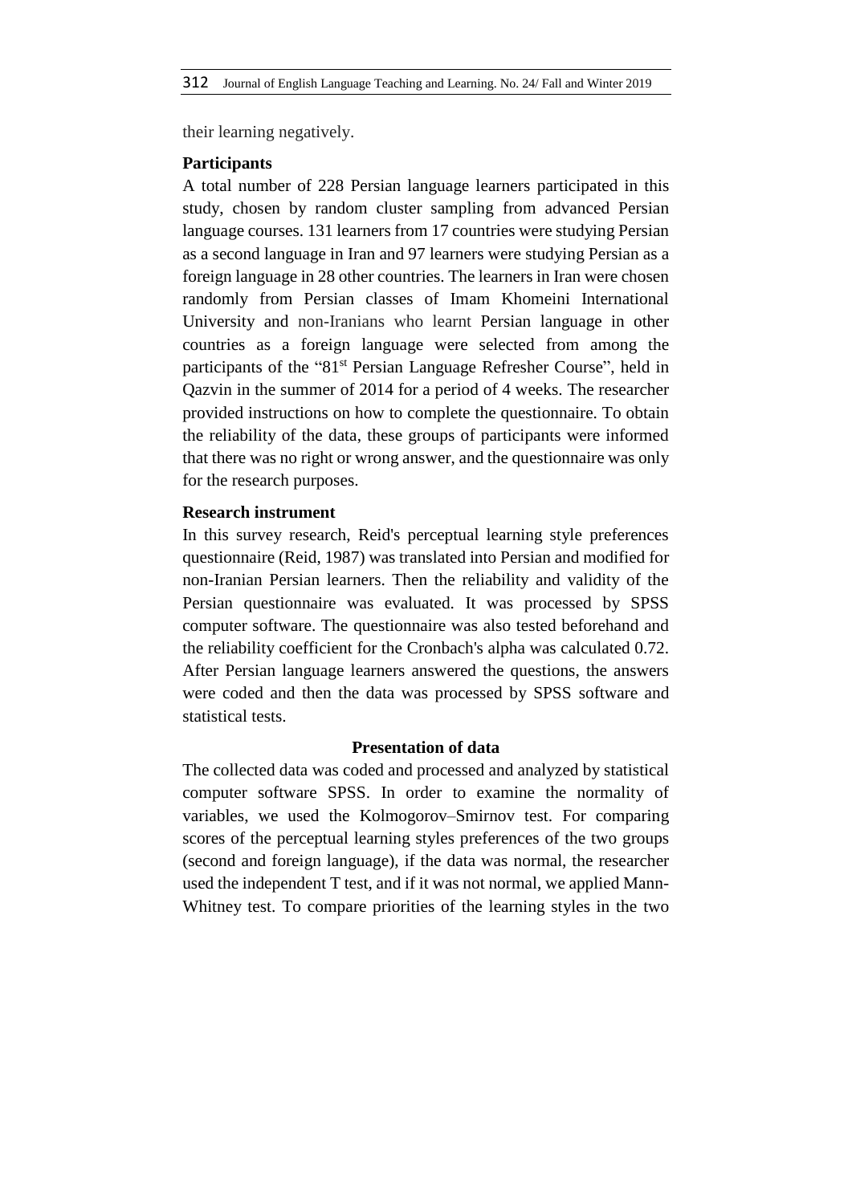their learning negatively.

**Participants**

A total number of 228 Persian language learners participated in this study, chosen by random cluster sampling from advanced Persian language courses. 131 learners from 17 countries were studying Persian as a second language in Iran and 97 learners were studying Persian as a foreign language in 28 other countries. The learners in Iran were chosen randomly from Persian classes of Imam Khomeini International University and non-Iranians who learnt Persian language in other countries as a foreign language were selected from among the participants of the "81st Persian Language Refresher Course", held in Qazvin in the summer of 2014 for a period of 4 weeks. The researcher provided instructions on how to complete the questionnaire. To obtain the reliability of the data, these groups of participants were informed that there was no right or wrong answer, and the questionnaire was only for the research purposes.

**Research instrument**

In this survey research, Reid's perceptual learning style preferences questionnaire (Reid, 1987) was translated into Persian and modified for non-Iranian Persian learners. Then the reliability and validity of the Persian questionnaire was evaluated. It was processed by SPSS computer software. The questionnaire was also tested beforehand and the reliability coefficient for the Cronbach's alpha was calculated 0.72. After Persian language learners answered the questions, the answers were coded and then the data was processed by SPSS software and statistical tests.

## Presentation of data

The collected data was coded and processed and analyzed by statistical computer software SPSS. In order to examine the normality of variables, we used the Kolmogorov–Smirnov test. For comparing scores of the perceptual learning styles preferences of the two groups (second and foreign language), if the data was normal, the researcher used the independent T test, and if it was not normal, we applied Mann-Whitney test. To compare priorities of the learning styles in the two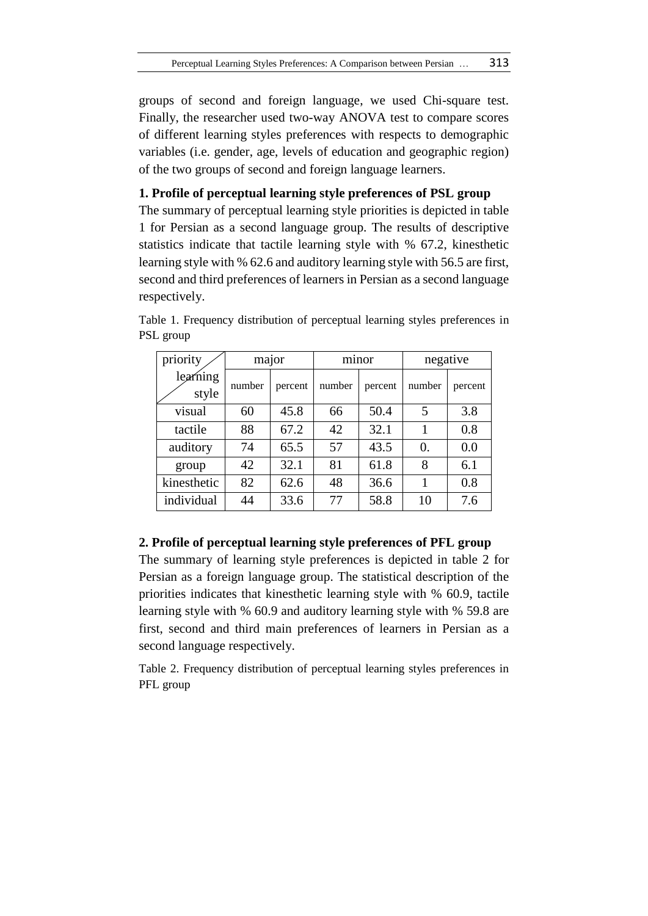groups of second and foreign language, we used Chi-square test. Finally, the researcher used two-way ANOVA test to compare scores of different learning styles preferences with respects to demographic variables (i.e. gender, age, levels of education and geographic region) of the two groups of second and foreign language learners.

**1. Profile of perceptual learning style preferences of PSL group**

The summary of perceptual learning style priorities is depicted in table 1 for Persian as a second language group. The results of descriptive statistics indicate that tactile learning style with % 67.2, kinesthetic learning style with % 62.6 and auditory learning style with 56.5 are first, second and third preferences of learners in Persian as a second language respectively.

Table 1. Frequency distribution of perceptual learning styles preferences in PSL group

| priority / learning style | major | | minor | | negative | |
|---|---|---|---|---|---|---|
| | number | percent | number | percent | number | percent |
| visual | 60 | 45.8 | 66 | 50.4 | 5 | 3.8 |
| tactile | 88 | 67.2 | 42 | 32.1 | 1 | 0.8 |
| auditory | 74 | 65.5 | 57 | 43.5 | 0. | 0.0 |
| group | 42 | 32.1 | 81 | 61.8 | 8 | 6.1 |
| kinesthetic | 82 | 62.6 | 48 | 36.6 | 1 | 0.8 |
| individual | 44 | 33.6 | 77 | 58.8 | 10 | 7.6 |

**2. Profile of perceptual learning style preferences of PFL group**

The summary of learning style preferences is depicted in table 2 for Persian as a foreign language group. The statistical description of the priorities indicates that kinesthetic learning style with % 60.9, tactile learning style with % 60.9 and auditory learning style with % 59.8 are first, second and third main preferences of learners in Persian as a second language respectively.

Table 2. Frequency distribution of perceptual learning styles preferences in PFL group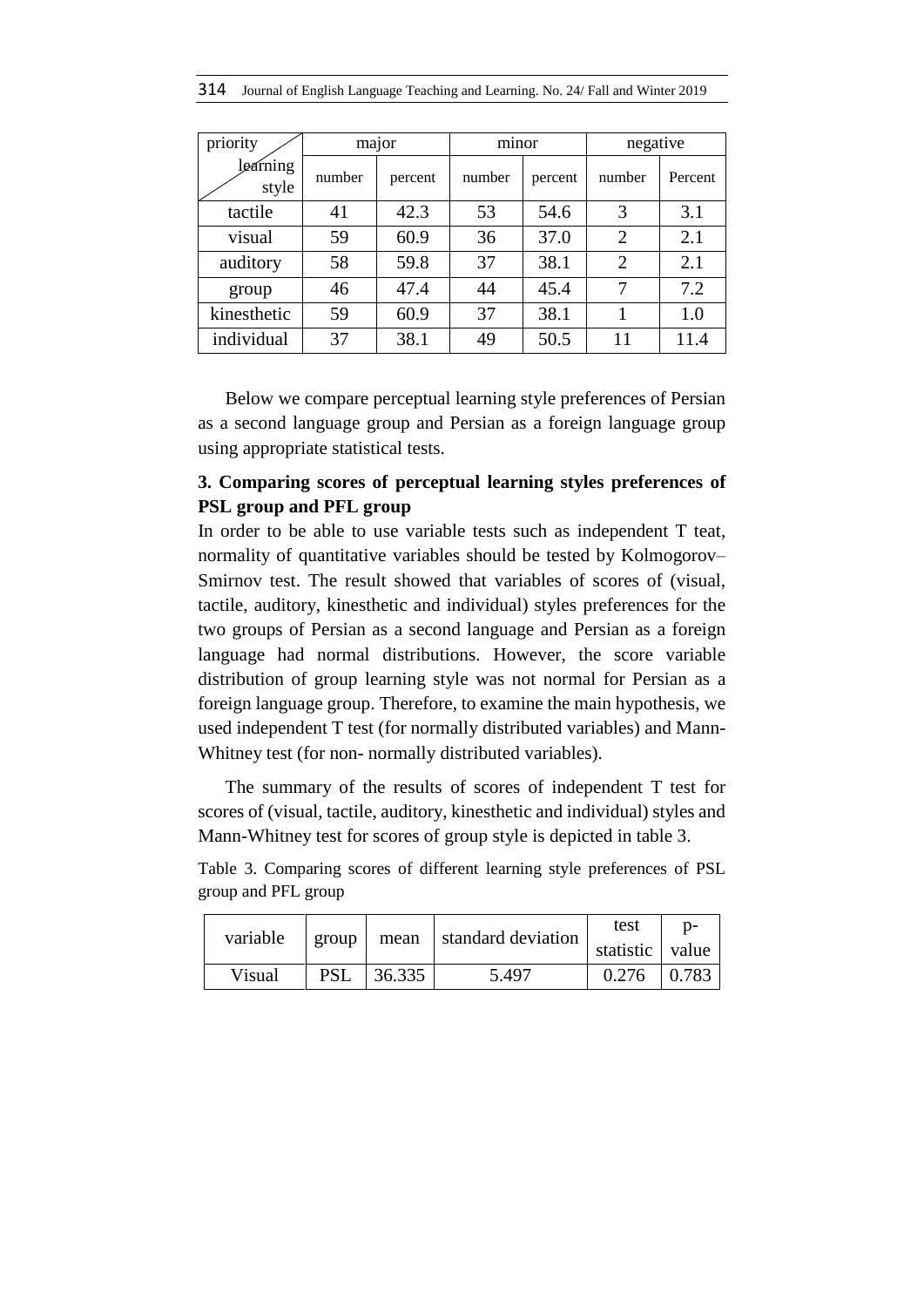| priority / learning style | major | | minor | | negative | |
|---|---|---|---|---|---|---|
| | number | percent | number | percent | number | Percent |
| tactile | 41 | 42.3 | 53 | 54.6 | 3 | 3.1 |
| visual | 59 | 60.9 | 36 | 37.0 | 2 | 2.1 |
| auditory | 58 | 59.8 | 37 | 38.1 | 2 | 2.1 |
| group | 46 | 47.4 | 44 | 45.4 | 7 | 7.2 |
| kinesthetic | 59 | 60.9 | 37 | 38.1 | 1 | 1.0 |
| individual | 37 | 38.1 | 49 | 50.5 | 11 | 11.4 |

Below we compare perceptual learning style preferences of Persian as a second language group and Persian as a foreign language group using appropriate statistical tests.

**3. Comparing scores of perceptual learning styles preferences of PSL group and PFL group**

In order to be able to use variable tests such as independent T teat, normality of quantitative variables should be tested by Kolmogorov–Smirnov test. The result showed that variables of scores of (visual, tactile, auditory, kinesthetic and individual) styles preferences for the two groups of Persian as a second language and Persian as a foreign language had normal distributions. However, the score variable distribution of group learning style was not normal for Persian as a foreign language group. Therefore, to examine the main hypothesis, we used independent T test (for normally distributed variables) and Mann-Whitney test (for non- normally distributed variables).

The summary of the results of scores of independent T test for scores of (visual, tactile, auditory, kinesthetic and individual) styles and Mann-Whitney test for scores of group style is depicted in table 3.

Table 3. Comparing scores of different learning style preferences of PSL group and PFL group

| variable | group | mean | standard deviation | test statistic | p-value |
|---|---|---|---|---|---|
| Visual | PSL | 36.335 | 5.497 | 0.276 | 0.783 |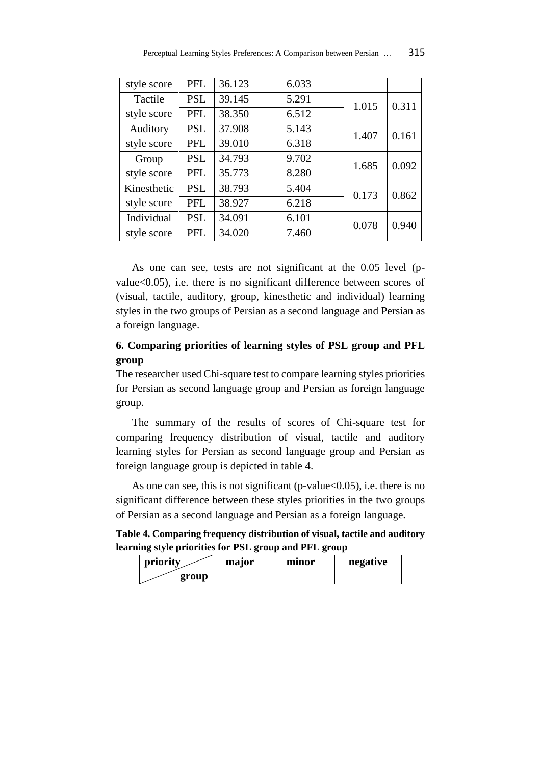| | | | | | |
|---|---|---|---|---|---|
| style score | PFL | 36.123 | 6.033 | | |
| Tactile style score | PSL | 39.145 | 5.291 | 1.015 | 0.311 |
| | PFL | 38.350 | 6.512 | | |
| Auditory style score | PSL | 37.908 | 5.143 | 1.407 | 0.161 |
| | PFL | 39.010 | 6.318 | | |
| Group style score | PSL | 34.793 | 9.702 | 1.685 | 0.092 |
| | PFL | 35.773 | 8.280 | | |
| Kinesthetic style score | PSL | 38.793 | 5.404 | 0.173 | 0.862 |
| | PFL | 38.927 | 6.218 | | |
| Individual style score | PSL | 34.091 | 6.101 | 0.078 | 0.940 |
| | PFL | 34.020 | 7.460 | | |

As one can see, tests are not significant at the 0.05 level (p-value<0.05), i.e. there is no significant difference between scores of (visual, tactile, auditory, group, kinesthetic and individual) learning styles in the two groups of Persian as a second language and Persian as a foreign language.

## 6. Comparing priorities of learning styles of PSL group and PFL group

The researcher used Chi-square test to compare learning styles priorities for Persian as second language group and Persian as foreign language group.

The summary of the results of scores of Chi-square test for comparing frequency distribution of visual, tactile and auditory learning styles for Persian as second language group and Persian as foreign language group is depicted in table 4.

As one can see, this is not significant (p-value<0.05), i.e. there is no significant difference between these styles priorities in the two groups of Persian as a second language and Persian as a foreign language.

**Table 4. Comparing frequency distribution of visual, tactile and auditory learning style priorities for PSL group and PFL group**

| priority / group | major | minor | negative |
|---|---|---|---|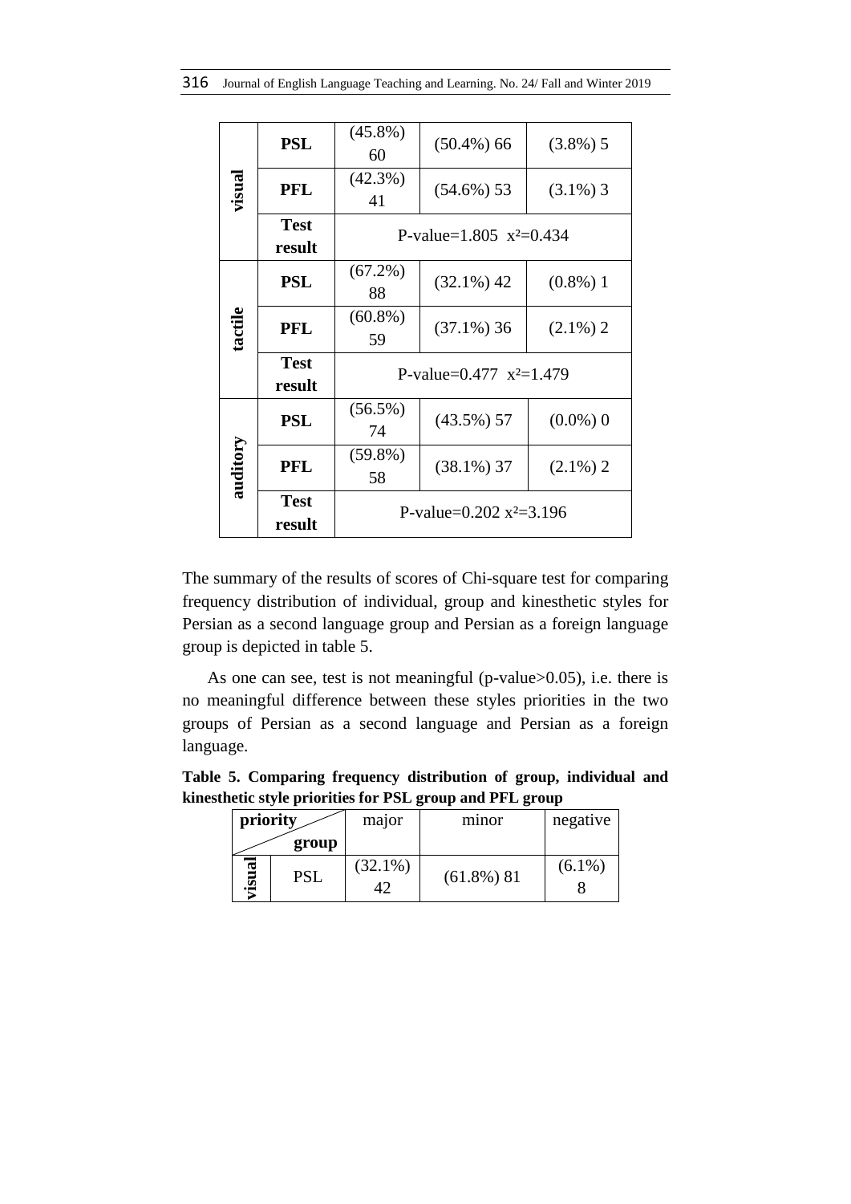| | | | | |
|---|---|---|---|---|
| **visual** | **PSL** | (45.8%) 60 | (50.4%) 66 | (3.8%) 5 |
| | **PFL** | (42.3%) 41 | (54.6%) 53 | (3.1%) 3 |
| | **Test result** | P-value=1.805 $x^2$=0.434 | | |
| **tactile** | **PSL** | (67.2%) 88 | (32.1%) 42 | (0.8%) 1 |
| | **PFL** | (60.8%) 59 | (37.1%) 36 | (2.1%) 2 |
| | **Test result** | P-value=0.477 $x^2$=1.479 | | |
| **auditory** | **PSL** | (56.5%) 74 | (43.5%) 57 | (0.0%) 0 |
| | **PFL** | (59.8%) 58 | (38.1%) 37 | (2.1%) 2 |
| | **Test result** | P-value=0.202 $x^2$=3.196 | | |

The summary of the results of scores of Chi-square test for comparing frequency distribution of individual, group and kinesthetic styles for Persian as a second language group and Persian as a foreign language group is depicted in table 5.

As one can see, test is not meaningful (p-value>0.05), i.e. there is no meaningful difference between these styles priorities in the two groups of Persian as a second language and Persian as a foreign language.

**Table 5. Comparing frequency distribution of group, individual and kinesthetic style priorities for PSL group and PFL group**

| **priority** / **group** | | major | minor | negative |
|---|---|---|---|---|
| **visual** | PSL | (32.1%) 42 | (61.8%) 81 | (6.1%) 8 |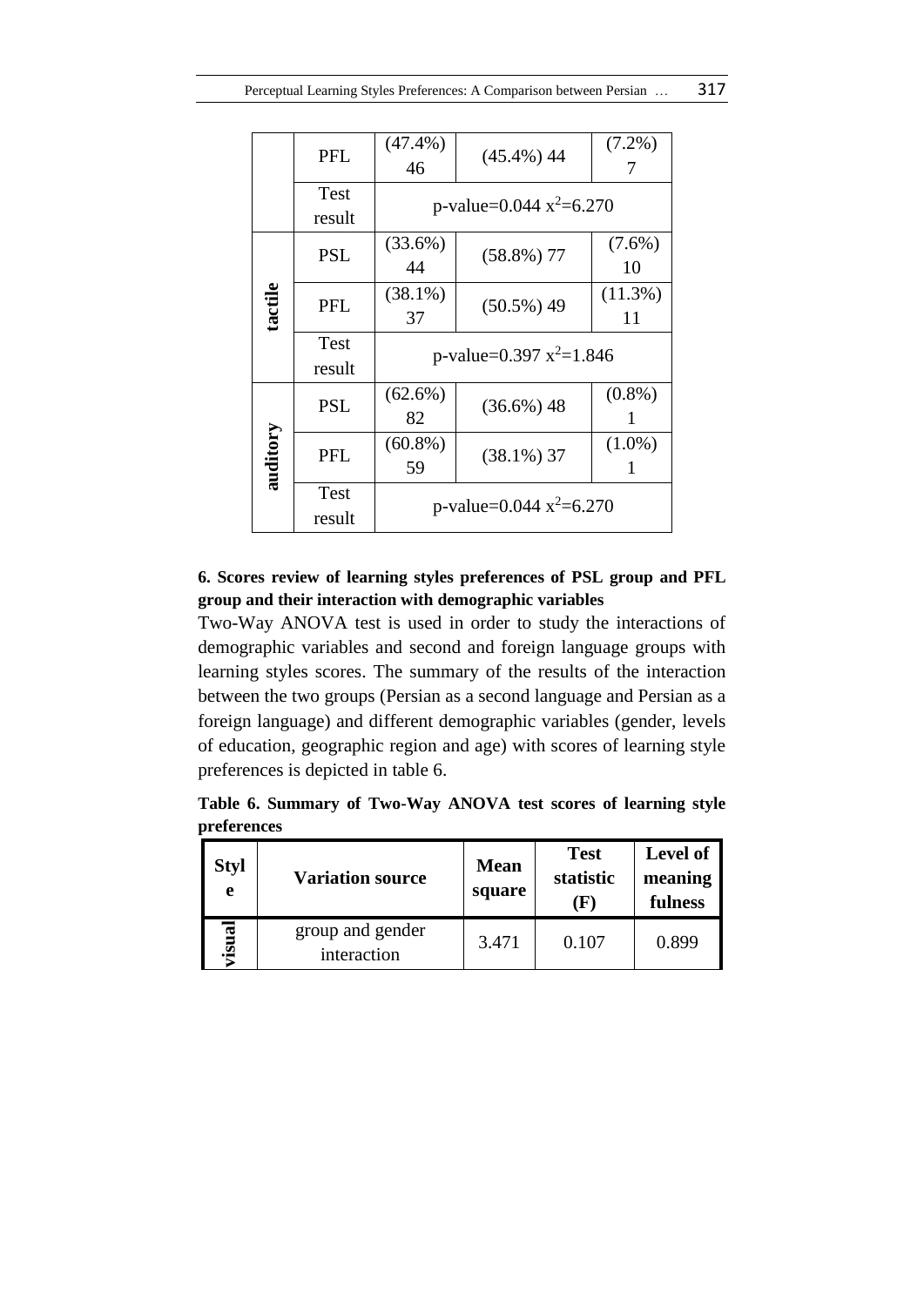| | | | | |
|---|---|---|---|---|
| | PFL | (47.4%) 46 | (45.4%) 44 | (7.2%) 7 |
| | Test result | p-value=0.044 $x^2$=6.270 | | |
| tactile | PSL | (33.6%) 44 | (58.8%) 77 | (7.6%) 10 |
| | PFL | (38.1%) 37 | (50.5%) 49 | (11.3%) 11 |
| | Test result | p-value=0.397 $x^2$=1.846 | | |
| auditory | PSL | (62.6%) 82 | (36.6%) 48 | (0.8%) 1 |
| | PFL | (60.8%) 59 | (38.1%) 37 | (1.0%) 1 |
| | Test result | p-value=0.044 $x^2$=6.270 | | |

**6. Scores review of learning styles preferences of PSL group and PFL group and their interaction with demographic variables**

Two-Way ANOVA test is used in order to study the interactions of demographic variables and second and foreign language groups with learning styles scores. The summary of the results of the interaction between the two groups (Persian as a second language and Persian as a foreign language) and different demographic variables (gender, levels of education, geographic region and age) with scores of learning style preferences is depicted in table 6.

**Table 6. Summary of Two-Way ANOVA test scores of learning style preferences**

| Style | Variation source | Mean square | Test statistic (F) | Level of meaningfulness |
|---|---|---|---|---|
| visual | group and gender interaction | 3.471 | 0.107 | 0.899 |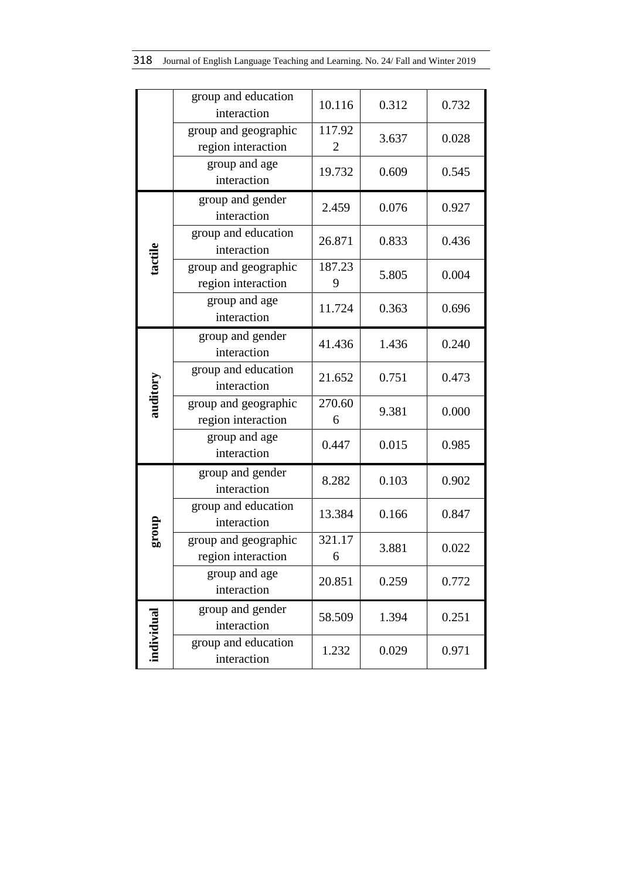| | | | | |
|---|---|---|---|---|
| | group and education interaction | 10.116 | 0.312 | 0.732 |
| | group and geographic region interaction | 117.922 | 3.637 | 0.028 |
| | group and age interaction | 19.732 | 0.609 | 0.545 |
| **tactile** | group and gender interaction | 2.459 | 0.076 | 0.927 |
| | group and education interaction | 26.871 | 0.833 | 0.436 |
| | group and geographic region interaction | 187.239 | 5.805 | 0.004 |
| | group and age interaction | 11.724 | 0.363 | 0.696 |
| **auditory** | group and gender interaction | 41.436 | 1.436 | 0.240 |
| | group and education interaction | 21.652 | 0.751 | 0.473 |
| | group and geographic region interaction | 270.606 | 9.381 | 0.000 |
| | group and age interaction | 0.447 | 0.015 | 0.985 |
| **group** | group and gender interaction | 8.282 | 0.103 | 0.902 |
| | group and education interaction | 13.384 | 0.166 | 0.847 |
| | group and geographic region interaction | 321.176 | 3.881 | 0.022 |
| | group and age interaction | 20.851 | 0.259 | 0.772 |
| **individual** | group and gender interaction | 58.509 | 1.394 | 0.251 |
| | group and education interaction | 1.232 | 0.029 | 0.971 |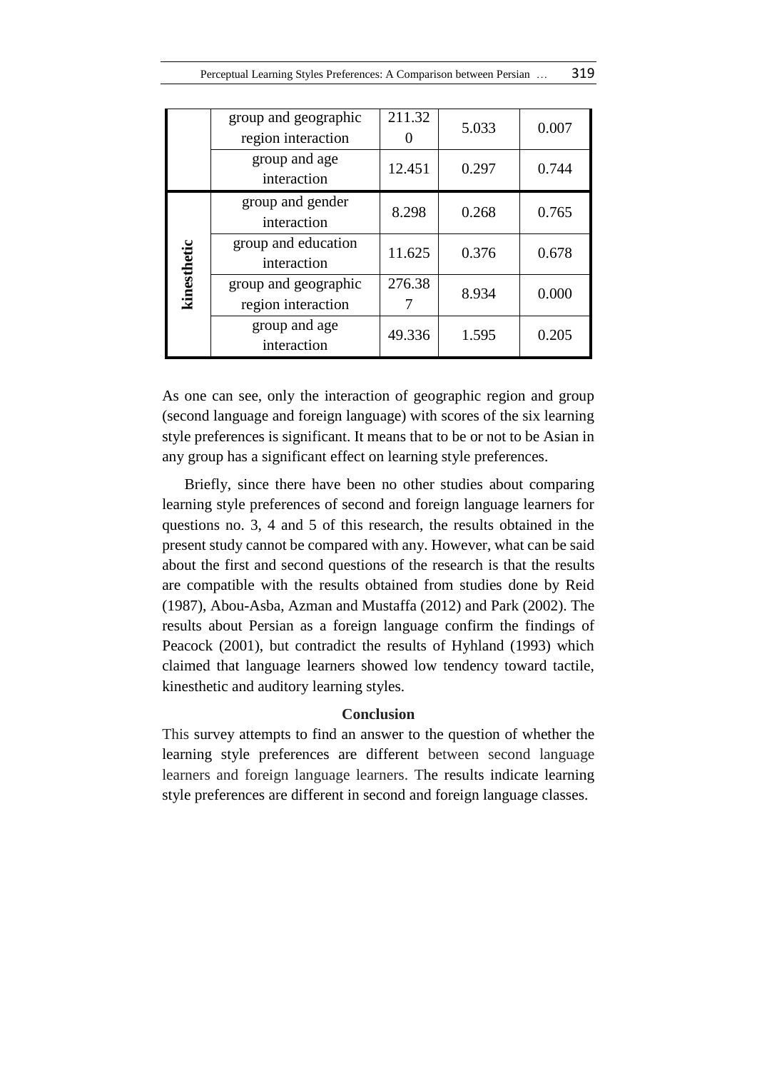| | | | | |
|---|---|---|---|---|
| | group and geographic region interaction | 211.320 | 5.033 | 0.007 |
| | group and age interaction | 12.451 | 0.297 | 0.744 |
| **kinesthetic** | group and gender interaction | 8.298 | 0.268 | 0.765 |
| | group and education interaction | 11.625 | 0.376 | 0.678 |
| | group and geographic region interaction | 276.387 | 8.934 | 0.000 |
| | group and age interaction | 49.336 | 1.595 | 0.205 |

As one can see, only the interaction of geographic region and group (second language and foreign language) with scores of the six learning style preferences is significant. It means that to be or not to be Asian in any group has a significant effect on learning style preferences.

Briefly, since there have been no other studies about comparing learning style preferences of second and foreign language learners for questions no. 3, 4 and 5 of this research, the results obtained in the present study cannot be compared with any. However, what can be said about the first and second questions of the research is that the results are compatible with the results obtained from studies done by Reid (1987), Abou-Asba, Azman and Mustaffa (2012) and Park (2002). The results about Persian as a foreign language confirm the findings of Peacock (2001), but contradict the results of Hyhland (1993) which claimed that language learners showed low tendency toward tactile, kinesthetic and auditory learning styles.

## Conclusion

This survey attempts to find an answer to the question of whether the learning style preferences are different between second language learners and foreign language learners. The results indicate learning style preferences are different in second and foreign language classes.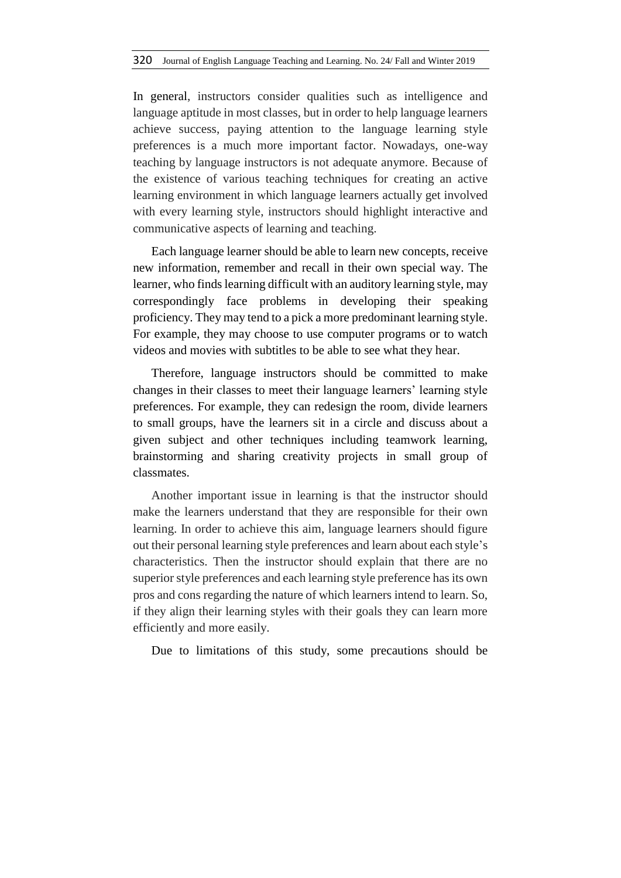In general, instructors consider qualities such as intelligence and language aptitude in most classes, but in order to help language learners achieve success, paying attention to the language learning style preferences is a much more important factor. Nowadays, one-way teaching by language instructors is not adequate anymore. Because of the existence of various teaching techniques for creating an active learning environment in which language learners actually get involved with every learning style, instructors should highlight interactive and communicative aspects of learning and teaching.

Each language learner should be able to learn new concepts, receive new information, remember and recall in their own special way. The learner, who finds learning difficult with an auditory learning style, may correspondingly face problems in developing their speaking proficiency. They may tend to a pick a more predominant learning style. For example, they may choose to use computer programs or to watch videos and movies with subtitles to be able to see what they hear.

Therefore, language instructors should be committed to make changes in their classes to meet their language learners' learning style preferences. For example, they can redesign the room, divide learners to small groups, have the learners sit in a circle and discuss about a given subject and other techniques including teamwork learning, brainstorming and sharing creativity projects in small group of classmates.

Another important issue in learning is that the instructor should make the learners understand that they are responsible for their own learning. In order to achieve this aim, language learners should figure out their personal learning style preferences and learn about each style's characteristics. Then the instructor should explain that there are no superior style preferences and each learning style preference has its own pros and cons regarding the nature of which learners intend to learn. So, if they align their learning styles with their goals they can learn more efficiently and more easily.

Due to limitations of this study, some precautions should be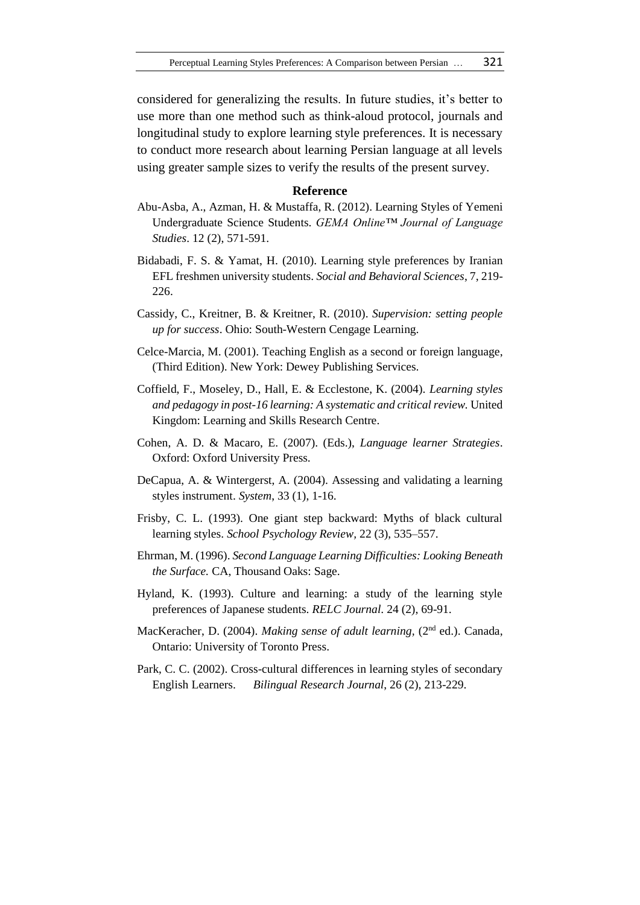considered for generalizing the results. In future studies, it's better to use more than one method such as think-aloud protocol, journals and longitudinal study to explore learning style preferences. It is necessary to conduct more research about learning Persian language at all levels using greater sample sizes to verify the results of the present survey.

## Reference

Abu-Asba, A., Azman, H. & Mustaffa, R. (2012). Learning Styles of Yemeni Undergraduate Science Students. *GEMA Online™ Journal of Language Studies*. 12 (2), 571-591.

Bidabadi, F. S. & Yamat, H. (2010). Learning style preferences by Iranian EFL freshmen university students. *Social and Behavioral Sciences*, 7, 219-226.

Cassidy, C., Kreitner, B. & Kreitner, R. (2010). *Supervision: setting people up for success*. Ohio: South-Western Cengage Learning.

Celce-Marcia, M. (2001). Teaching English as a second or foreign language, (Third Edition). New York: Dewey Publishing Services.

Coffield, F., Moseley, D., Hall, E. & Ecclestone, K. (2004). *Learning styles and pedagogy in post-16 learning: A systematic and critical review.* United Kingdom: Learning and Skills Research Centre.

Cohen, A. D. & Macaro, E. (2007). (Eds.), *Language learner Strategies*. Oxford: Oxford University Press.

DeCapua, A. & Wintergerst, A. (2004). Assessing and validating a learning styles instrument. *System*, 33 (1), 1-16.

Frisby, C. L. (1993). One giant step backward: Myths of black cultural learning styles. *School Psychology Review*, 22 (3), 535–557.

Ehrman, M. (1996). *Second Language Learning Difficulties: Looking Beneath the Surface.* CA, Thousand Oaks: Sage.

Hyland, K. (1993). Culture and learning: a study of the learning style preferences of Japanese students. *RELC Journal*. 24 (2), 69-91.

MacKeracher, D. (2004). *Making sense of adult learning*, (2nd ed.). Canada, Ontario: University of Toronto Press.

Park, C. C. (2002). Cross-cultural differences in learning styles of secondary English Learners. *Bilingual Research Journal*, 26 (2), 213-229.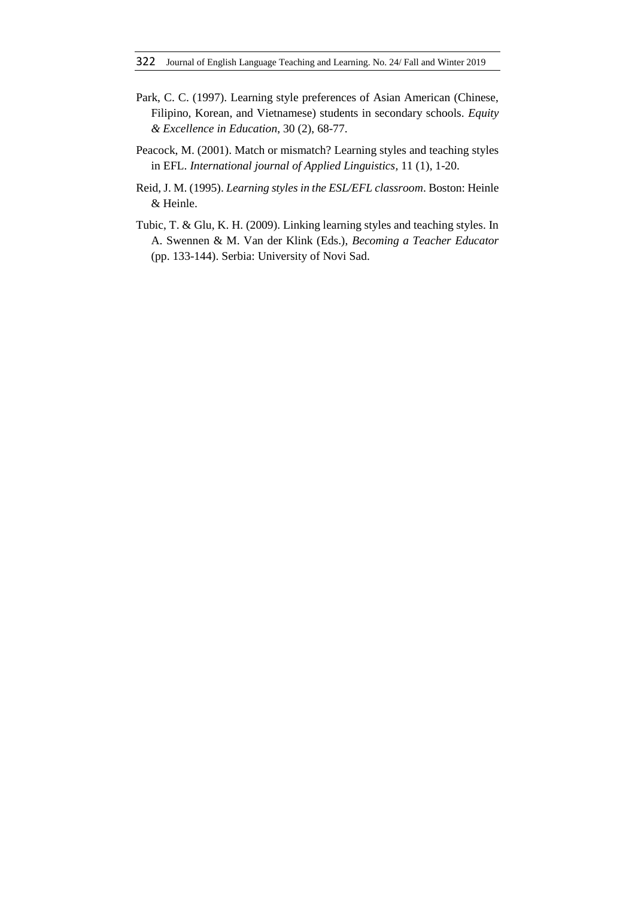Park, C. C. (1997). Learning style preferences of Asian American (Chinese, Filipino, Korean, and Vietnamese) students in secondary schools. *Equity & Excellence in Education*, 30 (2), 68-77.

Peacock, M. (2001). Match or mismatch? Learning styles and teaching styles in EFL. *International journal of Applied Linguistics,* 11 (1), 1-20.

Reid, J. M. (1995). *Learning styles in the ESL/EFL classroom*. Boston: Heinle & Heinle.

Tubic, T. & Glu, K. H. (2009). Linking learning styles and teaching styles. In A. Swennen & M. Van der Klink (Eds.), *Becoming a Teacher Educator* (pp. 133-144). Serbia: University of Novi Sad.